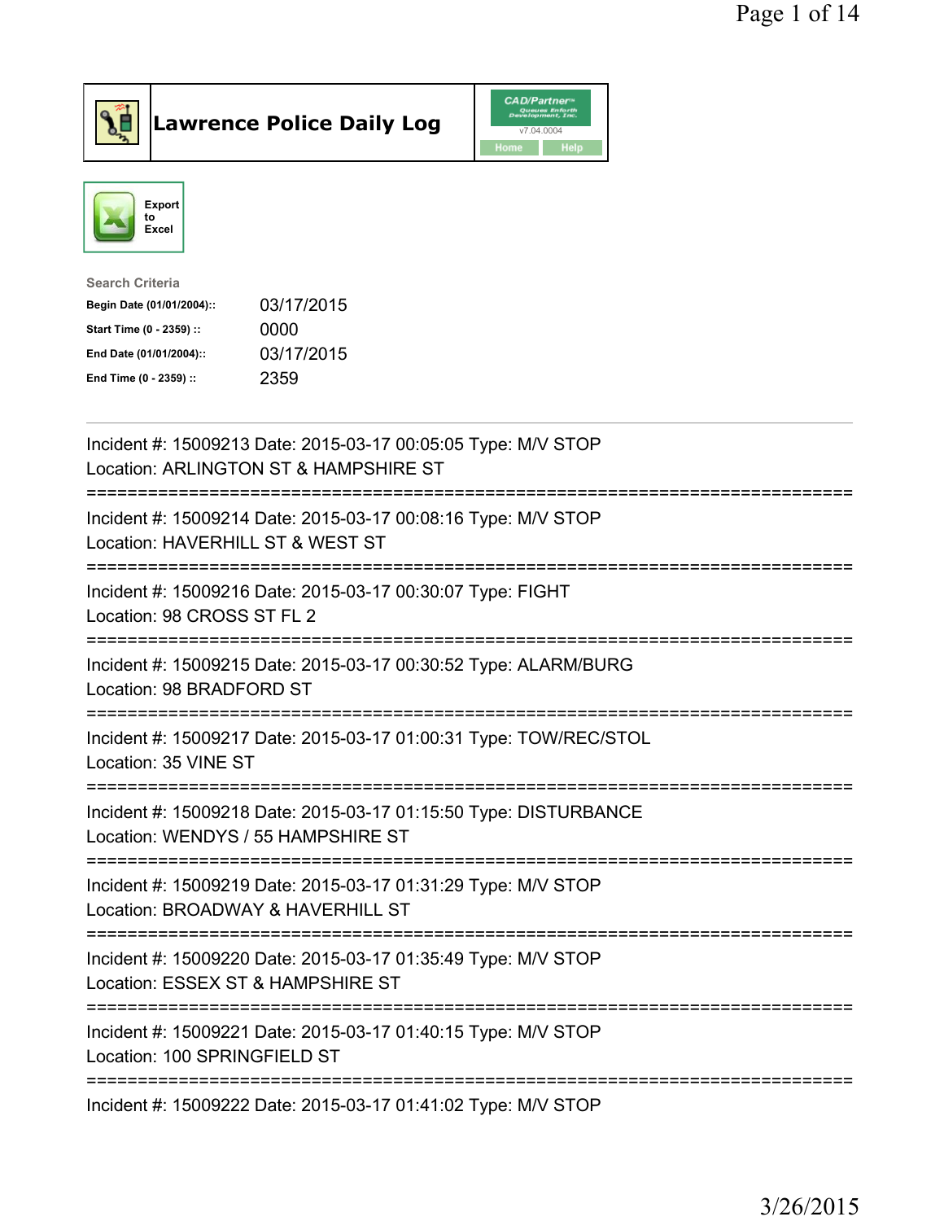# Lawrence Police Daily Log

CAD/Partner v7.04.0004

Home | Help

Export to Excel

**Search Criteria**

| | |
|---|---|
| **Begin Date (01/01/2004)::** | 03/17/2015 |
| **Start Time (0 - 2359) ::** | 0000 |
| **End Date (01/01/2004)::** | 03/17/2015 |
| **End Time (0 - 2359) ::** | 2359 |

---

Incident #: 15009213 Date: 2015-03-17 00:05:05 Type: M/V STOP
Location: ARLINGTON ST & HAMPSHIRE ST

===========================================================================

Incident #: 15009214 Date: 2015-03-17 00:08:16 Type: M/V STOP
Location: HAVERHILL ST & WEST ST

===========================================================================

Incident #: 15009216 Date: 2015-03-17 00:30:07 Type: FIGHT
Location: 98 CROSS ST FL 2

===========================================================================

Incident #: 15009215 Date: 2015-03-17 00:30:52 Type: ALARM/BURG
Location: 98 BRADFORD ST

===========================================================================

Incident #: 15009217 Date: 2015-03-17 01:00:31 Type: TOW/REC/STOL
Location: 35 VINE ST

===========================================================================

Incident #: 15009218 Date: 2015-03-17 01:15:50 Type: DISTURBANCE
Location: WENDYS / 55 HAMPSHIRE ST

===========================================================================

Incident #: 15009219 Date: 2015-03-17 01:31:29 Type: M/V STOP
Location: BROADWAY & HAVERHILL ST

===========================================================================

Incident #: 15009220 Date: 2015-03-17 01:35:49 Type: M/V STOP
Location: ESSEX ST & HAMPSHIRE ST

===========================================================================

Incident #: 15009221 Date: 2015-03-17 01:40:15 Type: M/V STOP
Location: 100 SPRINGFIELD ST

===========================================================================

Incident #: 15009222 Date: 2015-03-17 01:41:02 Type: M/V STOP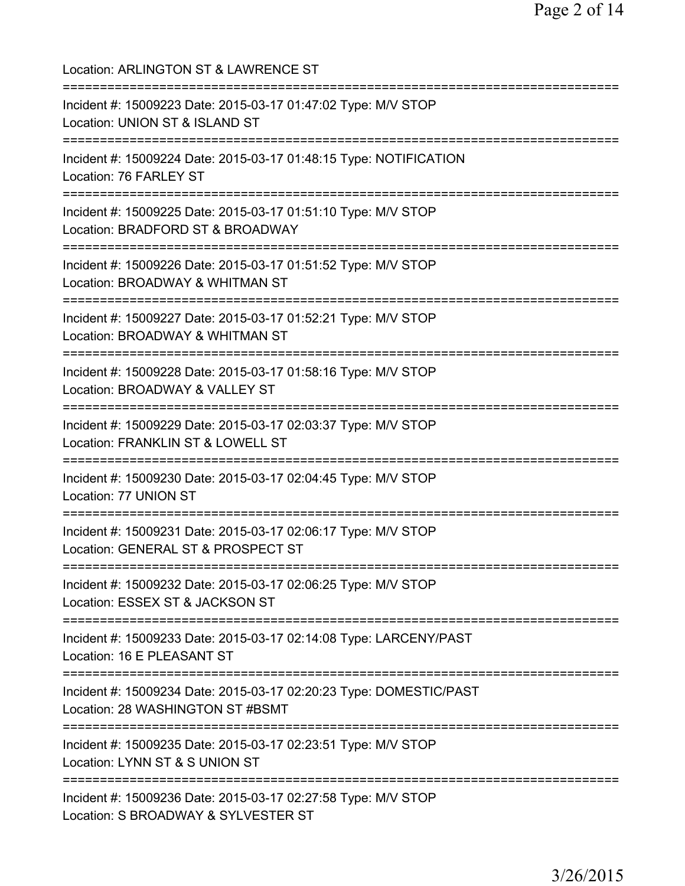Location: ARLINGTON ST & LAWRENCE ST

===========================================================================

Incident #: 15009223 Date: 2015-03-17 01:47:02 Type: M/V STOP
Location: UNION ST & ISLAND ST

===========================================================================

Incident #: 15009224 Date: 2015-03-17 01:48:15 Type: NOTIFICATION
Location: 76 FARLEY ST

===========================================================================

Incident #: 15009225 Date: 2015-03-17 01:51:10 Type: M/V STOP
Location: BRADFORD ST & BROADWAY

===========================================================================

Incident #: 15009226 Date: 2015-03-17 01:51:52 Type: M/V STOP
Location: BROADWAY & WHITMAN ST

===========================================================================

Incident #: 15009227 Date: 2015-03-17 01:52:21 Type: M/V STOP
Location: BROADWAY & WHITMAN ST

===========================================================================

Incident #: 15009228 Date: 2015-03-17 01:58:16 Type: M/V STOP
Location: BROADWAY & VALLEY ST

===========================================================================

Incident #: 15009229 Date: 2015-03-17 02:03:37 Type: M/V STOP
Location: FRANKLIN ST & LOWELL ST

===========================================================================

Incident #: 15009230 Date: 2015-03-17 02:04:45 Type: M/V STOP
Location: 77 UNION ST

===========================================================================

Incident #: 15009231 Date: 2015-03-17 02:06:17 Type: M/V STOP
Location: GENERAL ST & PROSPECT ST

===========================================================================

Incident #: 15009232 Date: 2015-03-17 02:06:25 Type: M/V STOP
Location: ESSEX ST & JACKSON ST

===========================================================================

Incident #: 15009233 Date: 2015-03-17 02:14:08 Type: LARCENY/PAST
Location: 16 E PLEASANT ST

===========================================================================

Incident #: 15009234 Date: 2015-03-17 02:20:23 Type: DOMESTIC/PAST
Location: 28 WASHINGTON ST #BSMT

===========================================================================

Incident #: 15009235 Date: 2015-03-17 02:23:51 Type: M/V STOP
Location: LYNN ST & S UNION ST

===========================================================================

Incident #: 15009236 Date: 2015-03-17 02:27:58 Type: M/V STOP
Location: S BROADWAY & SYLVESTER ST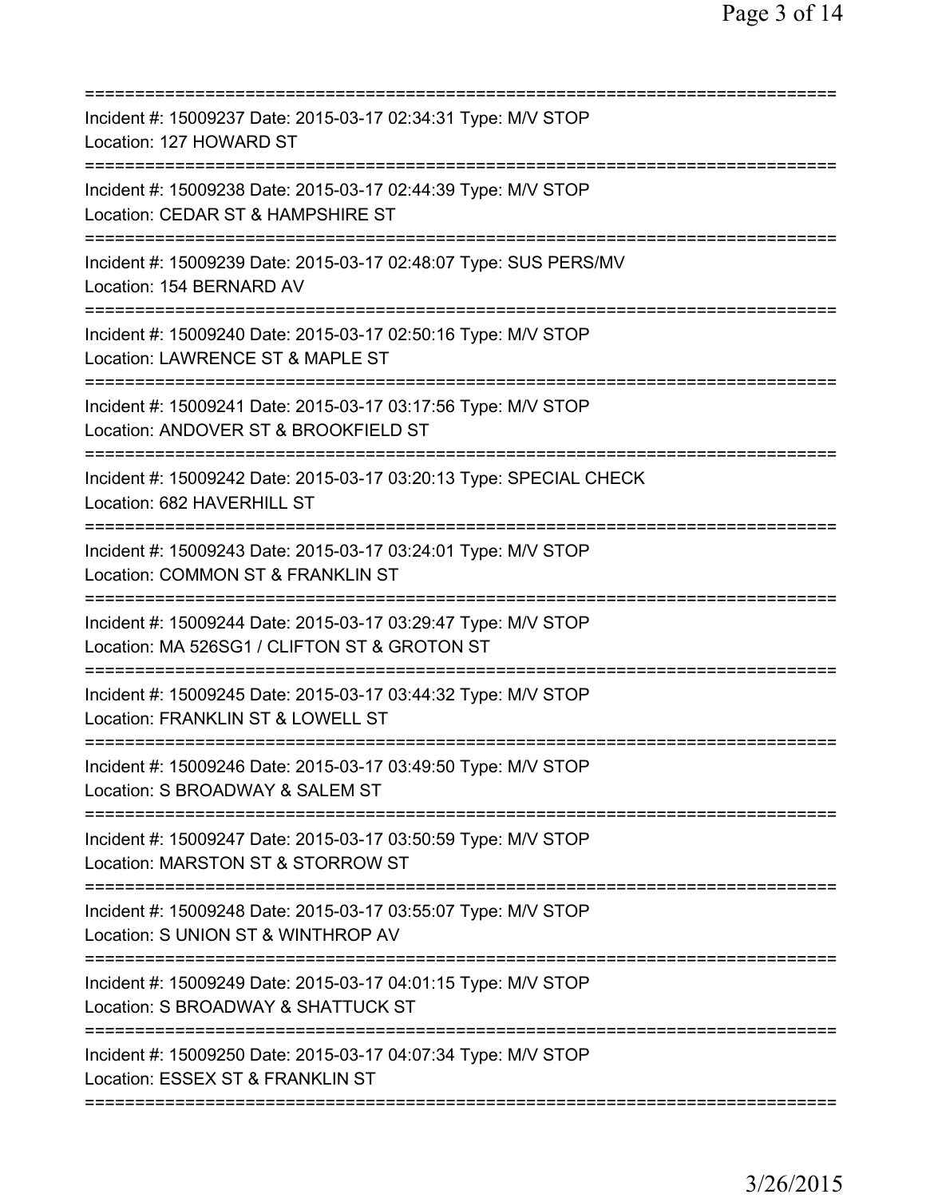===========================================================================
Incident #: 15009237 Date: 2015-03-17 02:34:31 Type: M/V STOP
Location: 127 HOWARD ST
===========================================================================
Incident #: 15009238 Date: 2015-03-17 02:44:39 Type: M/V STOP
Location: CEDAR ST & HAMPSHIRE ST
===========================================================================
Incident #: 15009239 Date: 2015-03-17 02:48:07 Type: SUS PERS/MV
Location: 154 BERNARD AV
===========================================================================
Incident #: 15009240 Date: 2015-03-17 02:50:16 Type: M/V STOP
Location: LAWRENCE ST & MAPLE ST
===========================================================================
Incident #: 15009241 Date: 2015-03-17 03:17:56 Type: M/V STOP
Location: ANDOVER ST & BROOKFIELD ST
===========================================================================
Incident #: 15009242 Date: 2015-03-17 03:20:13 Type: SPECIAL CHECK
Location: 682 HAVERHILL ST
===========================================================================
Incident #: 15009243 Date: 2015-03-17 03:24:01 Type: M/V STOP
Location: COMMON ST & FRANKLIN ST
===========================================================================
Incident #: 15009244 Date: 2015-03-17 03:29:47 Type: M/V STOP
Location: MA 526SG1 / CLIFTON ST & GROTON ST
===========================================================================
Incident #: 15009245 Date: 2015-03-17 03:44:32 Type: M/V STOP
Location: FRANKLIN ST & LOWELL ST
===========================================================================
Incident #: 15009246 Date: 2015-03-17 03:49:50 Type: M/V STOP
Location: S BROADWAY & SALEM ST
===========================================================================
Incident #: 15009247 Date: 2015-03-17 03:50:59 Type: M/V STOP
Location: MARSTON ST & STORROW ST
===========================================================================
Incident #: 15009248 Date: 2015-03-17 03:55:07 Type: M/V STOP
Location: S UNION ST & WINTHROP AV
===========================================================================
Incident #: 15009249 Date: 2015-03-17 04:01:15 Type: M/V STOP
Location: S BROADWAY & SHATTUCK ST
===========================================================================
Incident #: 15009250 Date: 2015-03-17 04:07:34 Type: M/V STOP
Location: ESSEX ST & FRANKLIN ST
===========================================================================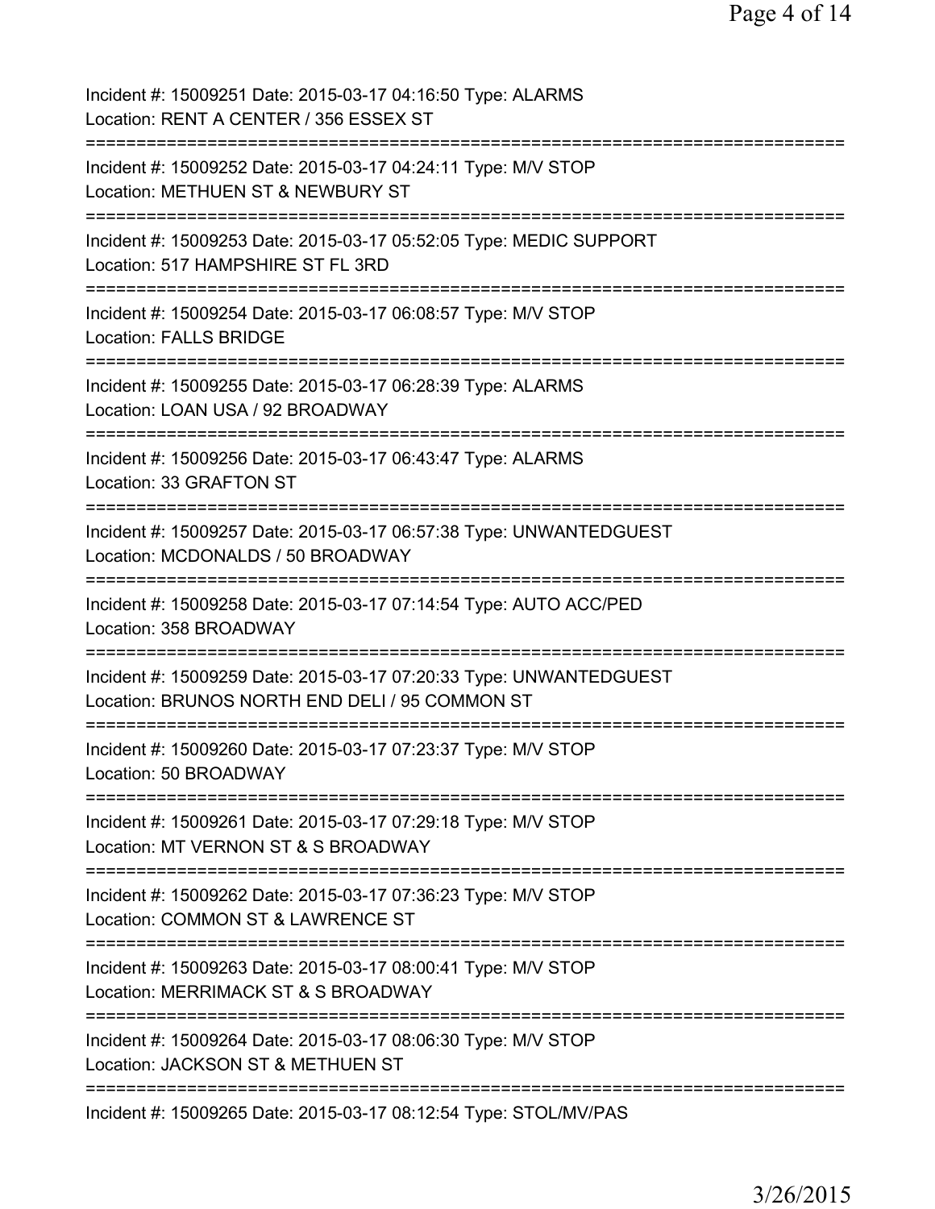Incident #: 15009251 Date: 2015-03-17 04:16:50 Type: ALARMS
Location: RENT A CENTER / 356 ESSEX ST

===========================================================================

Incident #: 15009252 Date: 2015-03-17 04:24:11 Type: M/V STOP
Location: METHUEN ST & NEWBURY ST

===========================================================================

Incident #: 15009253 Date: 2015-03-17 05:52:05 Type: MEDIC SUPPORT
Location: 517 HAMPSHIRE ST FL 3RD

===========================================================================

Incident #: 15009254 Date: 2015-03-17 06:08:57 Type: M/V STOP
Location: FALLS BRIDGE

===========================================================================

Incident #: 15009255 Date: 2015-03-17 06:28:39 Type: ALARMS
Location: LOAN USA / 92 BROADWAY

===========================================================================

Incident #: 15009256 Date: 2015-03-17 06:43:47 Type: ALARMS
Location: 33 GRAFTON ST

===========================================================================

Incident #: 15009257 Date: 2015-03-17 06:57:38 Type: UNWANTEDGUEST
Location: MCDONALDS / 50 BROADWAY

===========================================================================

Incident #: 15009258 Date: 2015-03-17 07:14:54 Type: AUTO ACC/PED
Location: 358 BROADWAY

===========================================================================

Incident #: 15009259 Date: 2015-03-17 07:20:33 Type: UNWANTEDGUEST
Location: BRUNOS NORTH END DELI / 95 COMMON ST

===========================================================================

Incident #: 15009260 Date: 2015-03-17 07:23:37 Type: M/V STOP
Location: 50 BROADWAY

===========================================================================

Incident #: 15009261 Date: 2015-03-17 07:29:18 Type: M/V STOP
Location: MT VERNON ST & S BROADWAY

===========================================================================

Incident #: 15009262 Date: 2015-03-17 07:36:23 Type: M/V STOP
Location: COMMON ST & LAWRENCE ST

===========================================================================

Incident #: 15009263 Date: 2015-03-17 08:00:41 Type: M/V STOP
Location: MERRIMACK ST & S BROADWAY

===========================================================================

Incident #: 15009264 Date: 2015-03-17 08:06:30 Type: M/V STOP
Location: JACKSON ST & METHUEN ST

===========================================================================

Incident #: 15009265 Date: 2015-03-17 08:12:54 Type: STOL/MV/PAS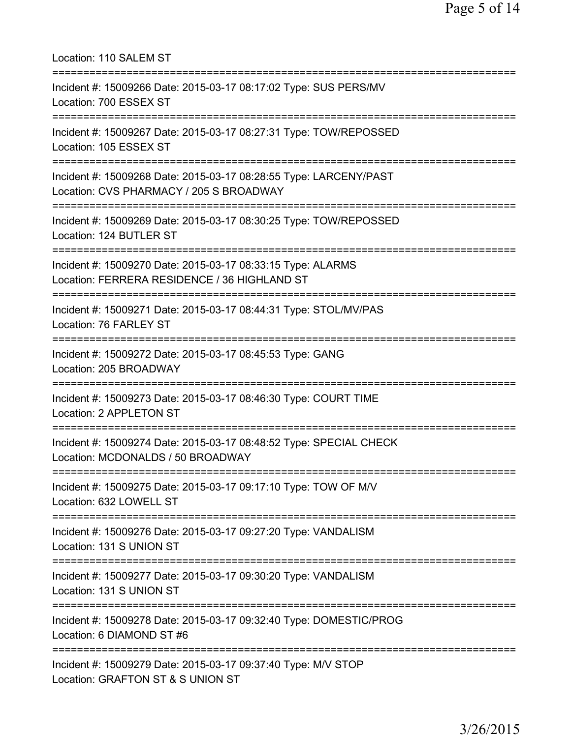Location: 110 SALEM ST

===========================================================================

Incident #: 15009266 Date: 2015-03-17 08:17:02 Type: SUS PERS/MV
Location: 700 ESSEX ST

===========================================================================

Incident #: 15009267 Date: 2015-03-17 08:27:31 Type: TOW/REPOSSED
Location: 105 ESSEX ST

===========================================================================

Incident #: 15009268 Date: 2015-03-17 08:28:55 Type: LARCENY/PAST
Location: CVS PHARMACY / 205 S BROADWAY

===========================================================================

Incident #: 15009269 Date: 2015-03-17 08:30:25 Type: TOW/REPOSSED
Location: 124 BUTLER ST

===========================================================================

Incident #: 15009270 Date: 2015-03-17 08:33:15 Type: ALARMS
Location: FERRERA RESIDENCE / 36 HIGHLAND ST

===========================================================================

Incident #: 15009271 Date: 2015-03-17 08:44:31 Type: STOL/MV/PAS
Location: 76 FARLEY ST

===========================================================================

Incident #: 15009272 Date: 2015-03-17 08:45:53 Type: GANG
Location: 205 BROADWAY

===========================================================================

Incident #: 15009273 Date: 2015-03-17 08:46:30 Type: COURT TIME
Location: 2 APPLETON ST

===========================================================================

Incident #: 15009274 Date: 2015-03-17 08:48:52 Type: SPECIAL CHECK
Location: MCDONALDS / 50 BROADWAY

===========================================================================

Incident #: 15009275 Date: 2015-03-17 09:17:10 Type: TOW OF M/V
Location: 632 LOWELL ST

===========================================================================

Incident #: 15009276 Date: 2015-03-17 09:27:20 Type: VANDALISM
Location: 131 S UNION ST

===========================================================================

Incident #: 15009277 Date: 2015-03-17 09:30:20 Type: VANDALISM
Location: 131 S UNION ST

===========================================================================

Incident #: 15009278 Date: 2015-03-17 09:32:40 Type: DOMESTIC/PROG
Location: 6 DIAMOND ST #6

===========================================================================

Incident #: 15009279 Date: 2015-03-17 09:37:40 Type: M/V STOP
Location: GRAFTON ST & S UNION ST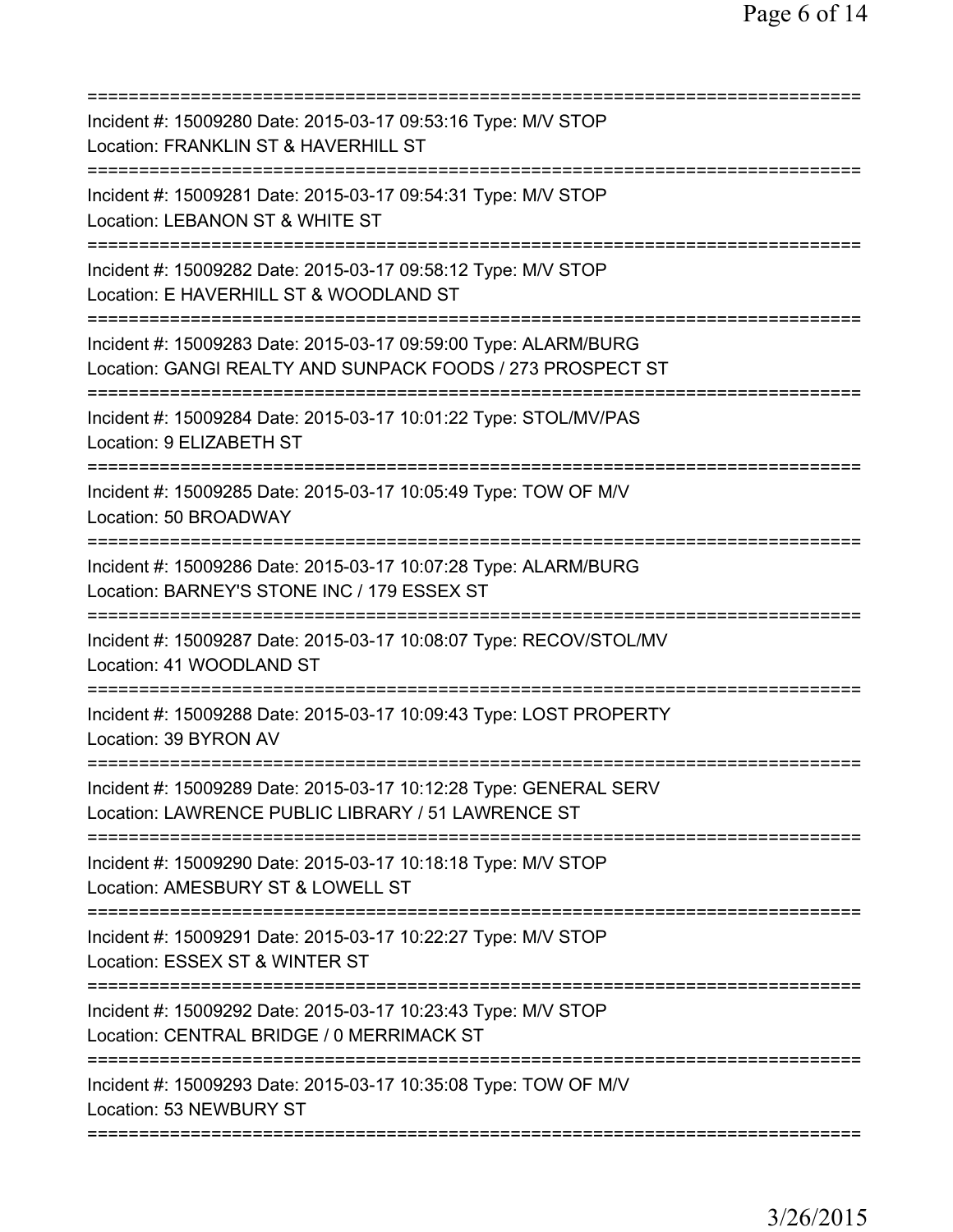===========================================================================

Incident #: 15009280 Date: 2015-03-17 09:53:16 Type: M/V STOP
Location: FRANKLIN ST & HAVERHILL ST

===========================================================================

Incident #: 15009281 Date: 2015-03-17 09:54:31 Type: M/V STOP
Location: LEBANON ST & WHITE ST

===========================================================================

Incident #: 15009282 Date: 2015-03-17 09:58:12 Type: M/V STOP
Location: E HAVERHILL ST & WOODLAND ST

===========================================================================

Incident #: 15009283 Date: 2015-03-17 09:59:00 Type: ALARM/BURG
Location: GANGI REALTY AND SUNPACK FOODS / 273 PROSPECT ST

===========================================================================

Incident #: 15009284 Date: 2015-03-17 10:01:22 Type: STOL/MV/PAS
Location: 9 ELIZABETH ST

===========================================================================

Incident #: 15009285 Date: 2015-03-17 10:05:49 Type: TOW OF M/V
Location: 50 BROADWAY

===========================================================================

Incident #: 15009286 Date: 2015-03-17 10:07:28 Type: ALARM/BURG
Location: BARNEY'S STONE INC / 179 ESSEX ST

===========================================================================

Incident #: 15009287 Date: 2015-03-17 10:08:07 Type: RECOV/STOL/MV
Location: 41 WOODLAND ST

===========================================================================

Incident #: 15009288 Date: 2015-03-17 10:09:43 Type: LOST PROPERTY
Location: 39 BYRON AV

===========================================================================

Incident #: 15009289 Date: 2015-03-17 10:12:28 Type: GENERAL SERV
Location: LAWRENCE PUBLIC LIBRARY / 51 LAWRENCE ST

===========================================================================

Incident #: 15009290 Date: 2015-03-17 10:18:18 Type: M/V STOP
Location: AMESBURY ST & LOWELL ST

===========================================================================

Incident #: 15009291 Date: 2015-03-17 10:22:27 Type: M/V STOP
Location: ESSEX ST & WINTER ST

===========================================================================

Incident #: 15009292 Date: 2015-03-17 10:23:43 Type: M/V STOP
Location: CENTRAL BRIDGE / 0 MERRIMACK ST

===========================================================================

Incident #: 15009293 Date: 2015-03-17 10:35:08 Type: TOW OF M/V
Location: 53 NEWBURY ST

===========================================================================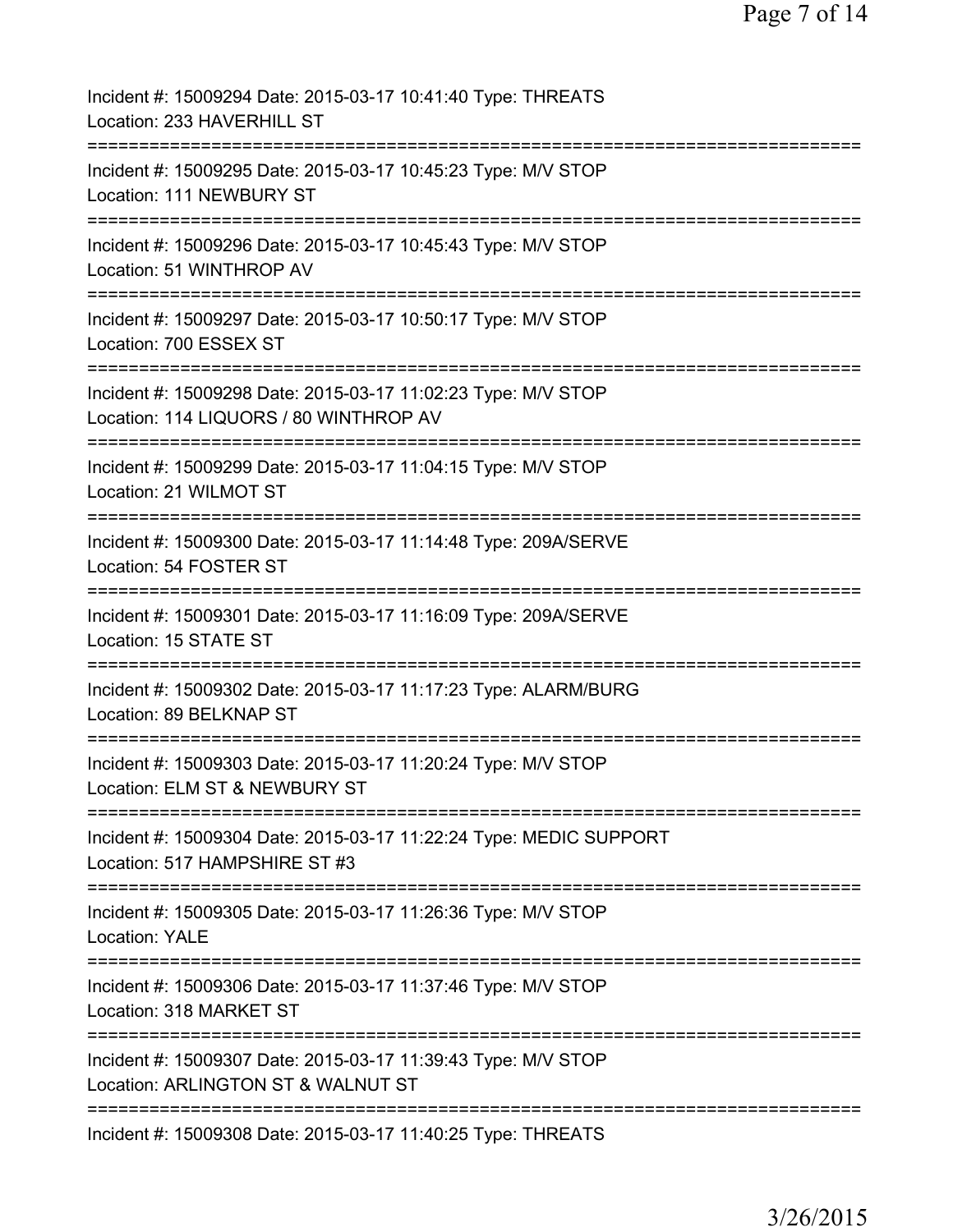Incident #: 15009294 Date: 2015-03-17 10:41:40 Type: THREATS
Location: 233 HAVERHILL ST

===========================================================================

Incident #: 15009295 Date: 2015-03-17 10:45:23 Type: M/V STOP
Location: 111 NEWBURY ST

===========================================================================

Incident #: 15009296 Date: 2015-03-17 10:45:43 Type: M/V STOP
Location: 51 WINTHROP AV

===========================================================================

Incident #: 15009297 Date: 2015-03-17 10:50:17 Type: M/V STOP
Location: 700 ESSEX ST

===========================================================================

Incident #: 15009298 Date: 2015-03-17 11:02:23 Type: M/V STOP
Location: 114 LIQUORS / 80 WINTHROP AV

===========================================================================

Incident #: 15009299 Date: 2015-03-17 11:04:15 Type: M/V STOP
Location: 21 WILMOT ST

===========================================================================

Incident #: 15009300 Date: 2015-03-17 11:14:48 Type: 209A/SERVE
Location: 54 FOSTER ST

===========================================================================

Incident #: 15009301 Date: 2015-03-17 11:16:09 Type: 209A/SERVE
Location: 15 STATE ST

===========================================================================

Incident #: 15009302 Date: 2015-03-17 11:17:23 Type: ALARM/BURG
Location: 89 BELKNAP ST

===========================================================================

Incident #: 15009303 Date: 2015-03-17 11:20:24 Type: M/V STOP
Location: ELM ST & NEWBURY ST

===========================================================================

Incident #: 15009304 Date: 2015-03-17 11:22:24 Type: MEDIC SUPPORT
Location: 517 HAMPSHIRE ST #3

===========================================================================

Incident #: 15009305 Date: 2015-03-17 11:26:36 Type: M/V STOP
Location: YALE

===========================================================================

Incident #: 15009306 Date: 2015-03-17 11:37:46 Type: M/V STOP
Location: 318 MARKET ST

===========================================================================

Incident #: 15009307 Date: 2015-03-17 11:39:43 Type: M/V STOP
Location: ARLINGTON ST & WALNUT ST

===========================================================================

Incident #: 15009308 Date: 2015-03-17 11:40:25 Type: THREATS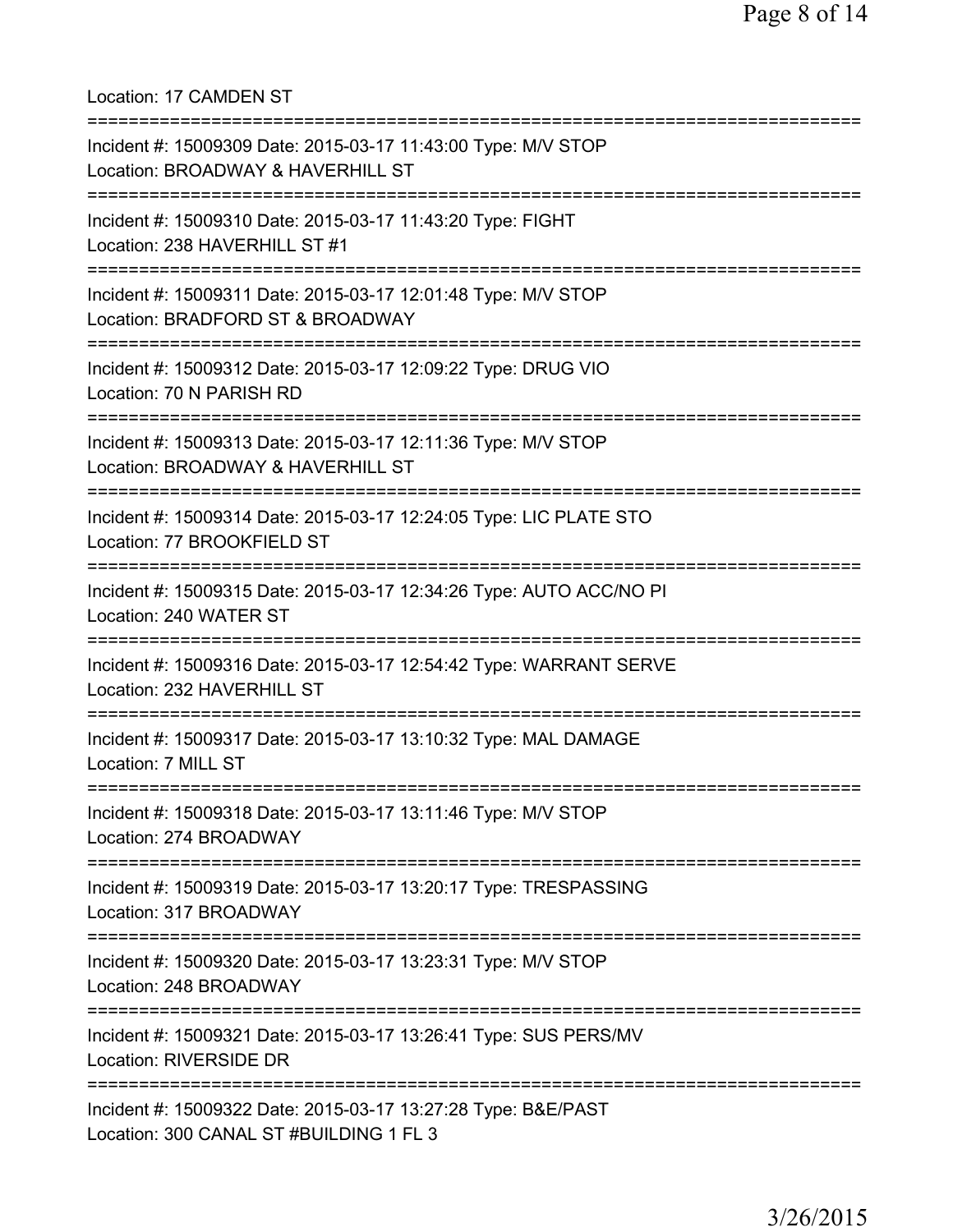Location: 17 CAMDEN ST

===========================================================================

Incident #: 15009309 Date: 2015-03-17 11:43:00 Type: M/V STOP
Location: BROADWAY & HAVERHILL ST

===========================================================================

Incident #: 15009310 Date: 2015-03-17 11:43:20 Type: FIGHT
Location: 238 HAVERHILL ST #1

===========================================================================

Incident #: 15009311 Date: 2015-03-17 12:01:48 Type: M/V STOP
Location: BRADFORD ST & BROADWAY

===========================================================================

Incident #: 15009312 Date: 2015-03-17 12:09:22 Type: DRUG VIO
Location: 70 N PARISH RD

===========================================================================

Incident #: 15009313 Date: 2015-03-17 12:11:36 Type: M/V STOP
Location: BROADWAY & HAVERHILL ST

===========================================================================

Incident #: 15009314 Date: 2015-03-17 12:24:05 Type: LIC PLATE STO
Location: 77 BROOKFIELD ST

===========================================================================

Incident #: 15009315 Date: 2015-03-17 12:34:26 Type: AUTO ACC/NO PI
Location: 240 WATER ST

===========================================================================

Incident #: 15009316 Date: 2015-03-17 12:54:42 Type: WARRANT SERVE
Location: 232 HAVERHILL ST

===========================================================================

Incident #: 15009317 Date: 2015-03-17 13:10:32 Type: MAL DAMAGE
Location: 7 MILL ST

===========================================================================

Incident #: 15009318 Date: 2015-03-17 13:11:46 Type: M/V STOP
Location: 274 BROADWAY

===========================================================================

Incident #: 15009319 Date: 2015-03-17 13:20:17 Type: TRESPASSING
Location: 317 BROADWAY

===========================================================================

Incident #: 15009320 Date: 2015-03-17 13:23:31 Type: M/V STOP
Location: 248 BROADWAY

===========================================================================

Incident #: 15009321 Date: 2015-03-17 13:26:41 Type: SUS PERS/MV
Location: RIVERSIDE DR

===========================================================================

Incident #: 15009322 Date: 2015-03-17 13:27:28 Type: B&E/PAST
Location: 300 CANAL ST #BUILDING 1 FL 3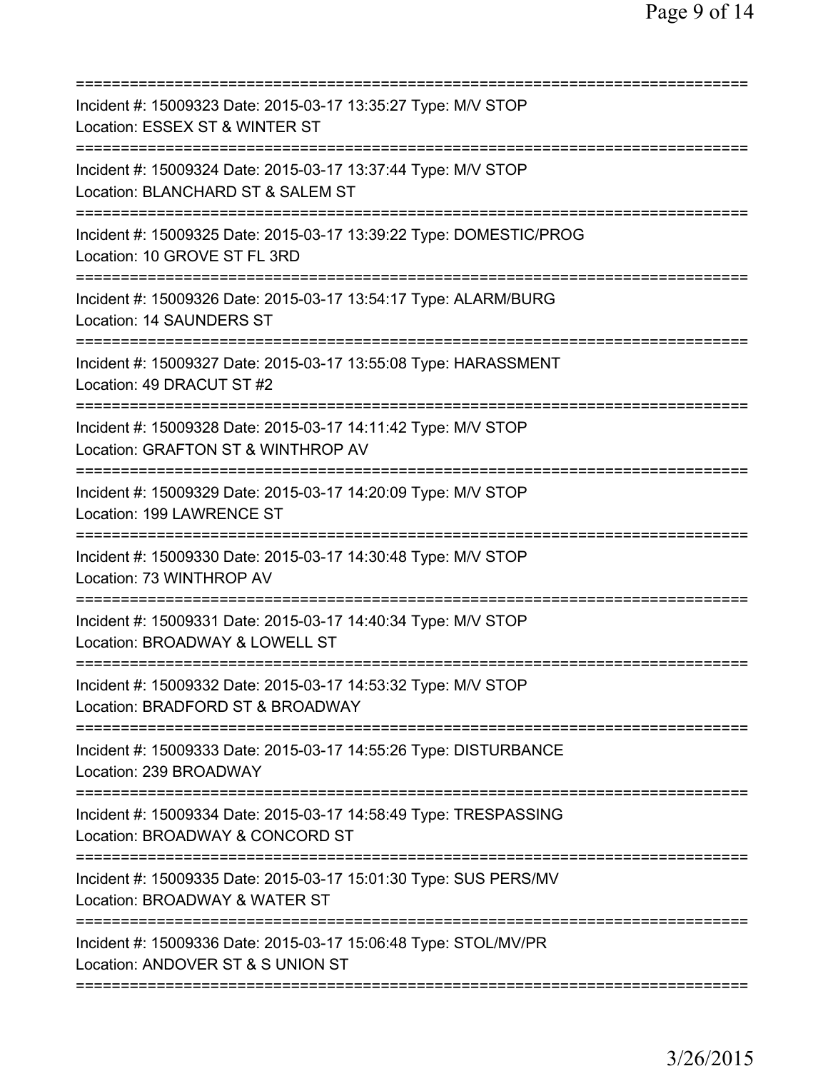==============================================================================
Incident #: 15009323 Date: 2015-03-17 13:35:27 Type: M/V STOP
Location: ESSEX ST & WINTER ST
==============================================================================
Incident #: 15009324 Date: 2015-03-17 13:37:44 Type: M/V STOP
Location: BLANCHARD ST & SALEM ST
==============================================================================
Incident #: 15009325 Date: 2015-03-17 13:39:22 Type: DOMESTIC/PROG
Location: 10 GROVE ST FL 3RD
==============================================================================
Incident #: 15009326 Date: 2015-03-17 13:54:17 Type: ALARM/BURG
Location: 14 SAUNDERS ST
==============================================================================
Incident #: 15009327 Date: 2015-03-17 13:55:08 Type: HARASSMENT
Location: 49 DRACUT ST #2
==============================================================================
Incident #: 15009328 Date: 2015-03-17 14:11:42 Type: M/V STOP
Location: GRAFTON ST & WINTHROP AV
==============================================================================
Incident #: 15009329 Date: 2015-03-17 14:20:09 Type: M/V STOP
Location: 199 LAWRENCE ST
==============================================================================
Incident #: 15009330 Date: 2015-03-17 14:30:48 Type: M/V STOP
Location: 73 WINTHROP AV
==============================================================================
Incident #: 15009331 Date: 2015-03-17 14:40:34 Type: M/V STOP
Location: BROADWAY & LOWELL ST
==============================================================================
Incident #: 15009332 Date: 2015-03-17 14:53:32 Type: M/V STOP
Location: BRADFORD ST & BROADWAY
==============================================================================
Incident #: 15009333 Date: 2015-03-17 14:55:26 Type: DISTURBANCE
Location: 239 BROADWAY
==============================================================================
Incident #: 15009334 Date: 2015-03-17 14:58:49 Type: TRESPASSING
Location: BROADWAY & CONCORD ST
==============================================================================
Incident #: 15009335 Date: 2015-03-17 15:01:30 Type: SUS PERS/MV
Location: BROADWAY & WATER ST
==============================================================================
Incident #: 15009336 Date: 2015-03-17 15:06:48 Type: STOL/MV/PR
Location: ANDOVER ST & S UNION ST
==============================================================================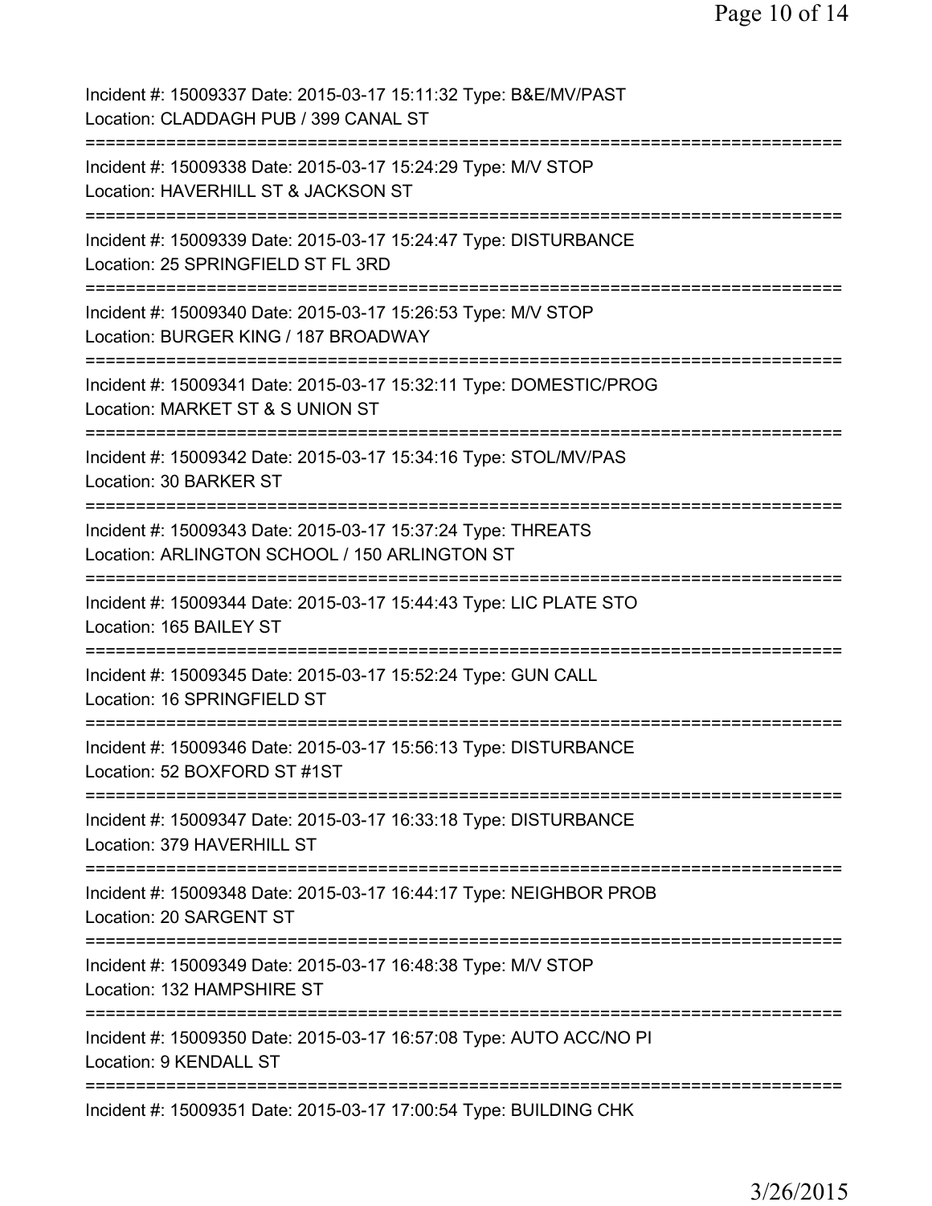Incident #: 15009337 Date: 2015-03-17 15:11:32 Type: B&E/MV/PAST
Location: CLADDAGH PUB / 399 CANAL ST

===========================================================================

Incident #: 15009338 Date: 2015-03-17 15:24:29 Type: M/V STOP
Location: HAVERHILL ST & JACKSON ST

===========================================================================

Incident #: 15009339 Date: 2015-03-17 15:24:47 Type: DISTURBANCE
Location: 25 SPRINGFIELD ST FL 3RD

===========================================================================

Incident #: 15009340 Date: 2015-03-17 15:26:53 Type: M/V STOP
Location: BURGER KING / 187 BROADWAY

===========================================================================

Incident #: 15009341 Date: 2015-03-17 15:32:11 Type: DOMESTIC/PROG
Location: MARKET ST & S UNION ST

===========================================================================

Incident #: 15009342 Date: 2015-03-17 15:34:16 Type: STOL/MV/PAS
Location: 30 BARKER ST

===========================================================================

Incident #: 15009343 Date: 2015-03-17 15:37:24 Type: THREATS
Location: ARLINGTON SCHOOL / 150 ARLINGTON ST

===========================================================================

Incident #: 15009344 Date: 2015-03-17 15:44:43 Type: LIC PLATE STO
Location: 165 BAILEY ST

===========================================================================

Incident #: 15009345 Date: 2015-03-17 15:52:24 Type: GUN CALL
Location: 16 SPRINGFIELD ST

===========================================================================

Incident #: 15009346 Date: 2015-03-17 15:56:13 Type: DISTURBANCE
Location: 52 BOXFORD ST #1ST

===========================================================================

Incident #: 15009347 Date: 2015-03-17 16:33:18 Type: DISTURBANCE
Location: 379 HAVERHILL ST

===========================================================================

Incident #: 15009348 Date: 2015-03-17 16:44:17 Type: NEIGHBOR PROB
Location: 20 SARGENT ST

===========================================================================

Incident #: 15009349 Date: 2015-03-17 16:48:38 Type: M/V STOP
Location: 132 HAMPSHIRE ST

===========================================================================

Incident #: 15009350 Date: 2015-03-17 16:57:08 Type: AUTO ACC/NO PI
Location: 9 KENDALL ST

===========================================================================

Incident #: 15009351 Date: 2015-03-17 17:00:54 Type: BUILDING CHK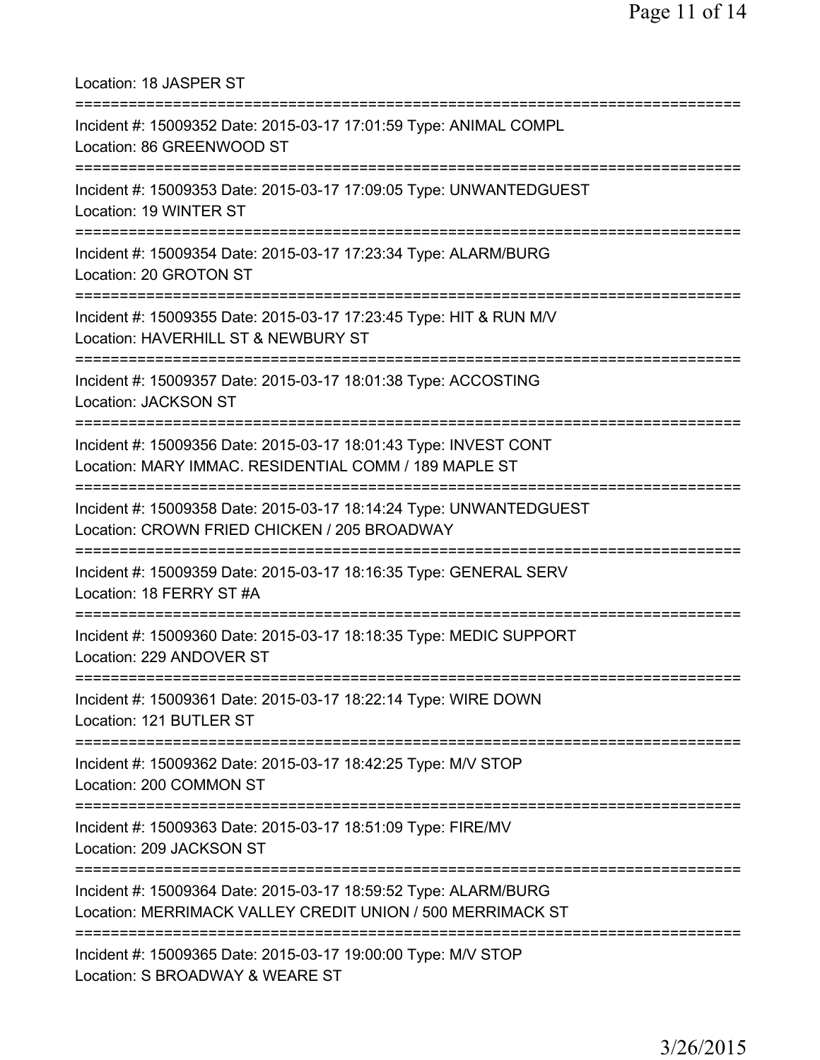Location: 18 JASPER ST

===========================================================================

Incident #: 15009352 Date: 2015-03-17 17:01:59 Type: ANIMAL COMPL
Location: 86 GREENWOOD ST

===========================================================================

Incident #: 15009353 Date: 2015-03-17 17:09:05 Type: UNWANTEDGUEST
Location: 19 WINTER ST

===========================================================================

Incident #: 15009354 Date: 2015-03-17 17:23:34 Type: ALARM/BURG
Location: 20 GROTON ST

===========================================================================

Incident #: 15009355 Date: 2015-03-17 17:23:45 Type: HIT & RUN M/V
Location: HAVERHILL ST & NEWBURY ST

===========================================================================

Incident #: 15009357 Date: 2015-03-17 18:01:38 Type: ACCOSTING
Location: JACKSON ST

===========================================================================

Incident #: 15009356 Date: 2015-03-17 18:01:43 Type: INVEST CONT
Location: MARY IMMAC. RESIDENTIAL COMM / 189 MAPLE ST

===========================================================================

Incident #: 15009358 Date: 2015-03-17 18:14:24 Type: UNWANTEDGUEST
Location: CROWN FRIED CHICKEN / 205 BROADWAY

===========================================================================

Incident #: 15009359 Date: 2015-03-17 18:16:35 Type: GENERAL SERV
Location: 18 FERRY ST #A

===========================================================================

Incident #: 15009360 Date: 2015-03-17 18:18:35 Type: MEDIC SUPPORT
Location: 229 ANDOVER ST

===========================================================================

Incident #: 15009361 Date: 2015-03-17 18:22:14 Type: WIRE DOWN
Location: 121 BUTLER ST

===========================================================================

Incident #: 15009362 Date: 2015-03-17 18:42:25 Type: M/V STOP
Location: 200 COMMON ST

===========================================================================

Incident #: 15009363 Date: 2015-03-17 18:51:09 Type: FIRE/MV
Location: 209 JACKSON ST

===========================================================================

Incident #: 15009364 Date: 2015-03-17 18:59:52 Type: ALARM/BURG
Location: MERRIMACK VALLEY CREDIT UNION / 500 MERRIMACK ST

===========================================================================

Incident #: 15009365 Date: 2015-03-17 19:00:00 Type: M/V STOP
Location: S BROADWAY & WEARE ST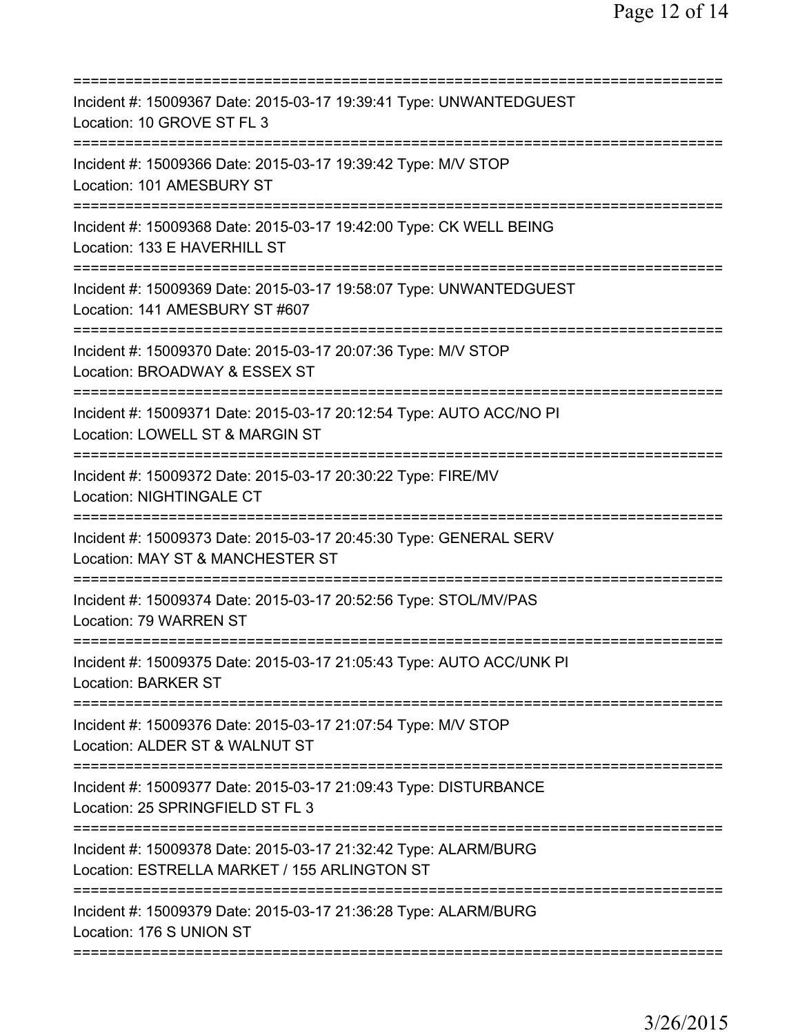Incident #: 15009367 Date: 2015-03-17 19:39:41 Type: UNWANTEDGUEST
Location: 10 GROVE ST FL 3

Incident #: 15009366 Date: 2015-03-17 19:39:42 Type: M/V STOP
Location: 101 AMESBURY ST

Incident #: 15009368 Date: 2015-03-17 19:42:00 Type: CK WELL BEING
Location: 133 E HAVERHILL ST

Incident #: 15009369 Date: 2015-03-17 19:58:07 Type: UNWANTEDGUEST
Location: 141 AMESBURY ST #607

Incident #: 15009370 Date: 2015-03-17 20:07:36 Type: M/V STOP
Location: BROADWAY & ESSEX ST

Incident #: 15009371 Date: 2015-03-17 20:12:54 Type: AUTO ACC/NO PI
Location: LOWELL ST & MARGIN ST

Incident #: 15009372 Date: 2015-03-17 20:30:22 Type: FIRE/MV
Location: NIGHTINGALE CT

Incident #: 15009373 Date: 2015-03-17 20:45:30 Type: GENERAL SERV
Location: MAY ST & MANCHESTER ST

Incident #: 15009374 Date: 2015-03-17 20:52:56 Type: STOL/MV/PAS
Location: 79 WARREN ST

Incident #: 15009375 Date: 2015-03-17 21:05:43 Type: AUTO ACC/UNK PI
Location: BARKER ST

Incident #: 15009376 Date: 2015-03-17 21:07:54 Type: M/V STOP
Location: ALDER ST & WALNUT ST

Incident #: 15009377 Date: 2015-03-17 21:09:43 Type: DISTURBANCE
Location: 25 SPRINGFIELD ST FL 3

Incident #: 15009378 Date: 2015-03-17 21:32:42 Type: ALARM/BURG
Location: ESTRELLA MARKET / 155 ARLINGTON ST

Incident #: 15009379 Date: 2015-03-17 21:36:28 Type: ALARM/BURG
Location: 176 S UNION ST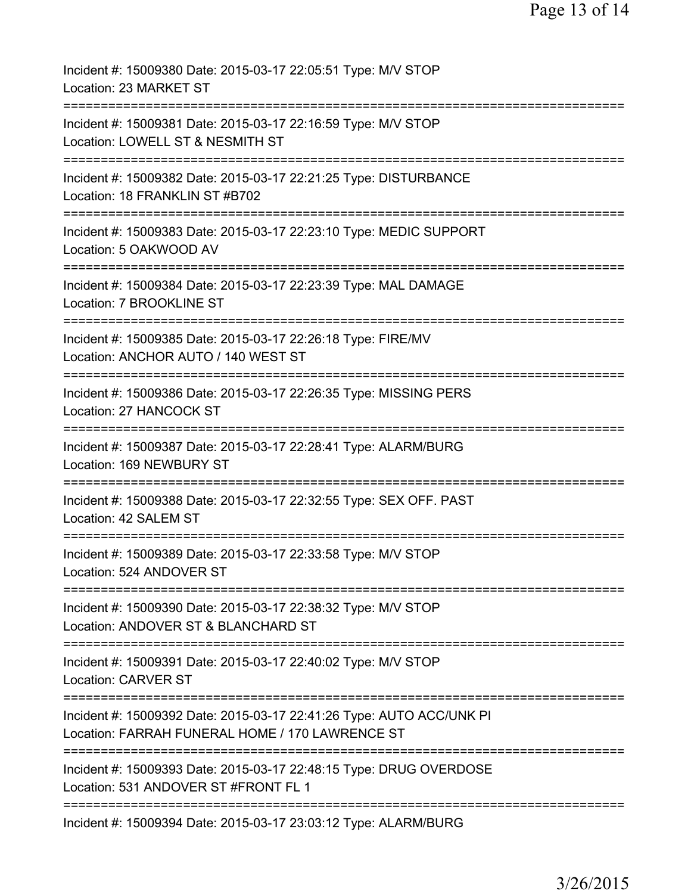Incident #: 15009380 Date: 2015-03-17 22:05:51 Type: M/V STOP
Location: 23 MARKET ST

===========================================================================

Incident #: 15009381 Date: 2015-03-17 22:16:59 Type: M/V STOP
Location: LOWELL ST & NESMITH ST

===========================================================================

Incident #: 15009382 Date: 2015-03-17 22:21:25 Type: DISTURBANCE
Location: 18 FRANKLIN ST #B702

===========================================================================

Incident #: 15009383 Date: 2015-03-17 22:23:10 Type: MEDIC SUPPORT
Location: 5 OAKWOOD AV

===========================================================================

Incident #: 15009384 Date: 2015-03-17 22:23:39 Type: MAL DAMAGE
Location: 7 BROOKLINE ST

===========================================================================

Incident #: 15009385 Date: 2015-03-17 22:26:18 Type: FIRE/MV
Location: ANCHOR AUTO / 140 WEST ST

===========================================================================

Incident #: 15009386 Date: 2015-03-17 22:26:35 Type: MISSING PERS
Location: 27 HANCOCK ST

===========================================================================

Incident #: 15009387 Date: 2015-03-17 22:28:41 Type: ALARM/BURG
Location: 169 NEWBURY ST

===========================================================================

Incident #: 15009388 Date: 2015-03-17 22:32:55 Type: SEX OFF. PAST
Location: 42 SALEM ST

===========================================================================

Incident #: 15009389 Date: 2015-03-17 22:33:58 Type: M/V STOP
Location: 524 ANDOVER ST

===========================================================================

Incident #: 15009390 Date: 2015-03-17 22:38:32 Type: M/V STOP
Location: ANDOVER ST & BLANCHARD ST

===========================================================================

Incident #: 15009391 Date: 2015-03-17 22:40:02 Type: M/V STOP
Location: CARVER ST

===========================================================================

Incident #: 15009392 Date: 2015-03-17 22:41:26 Type: AUTO ACC/UNK PI
Location: FARRAH FUNERAL HOME / 170 LAWRENCE ST

===========================================================================

Incident #: 15009393 Date: 2015-03-17 22:48:15 Type: DRUG OVERDOSE
Location: 531 ANDOVER ST #FRONT FL 1

===========================================================================

Incident #: 15009394 Date: 2015-03-17 23:03:12 Type: ALARM/BURG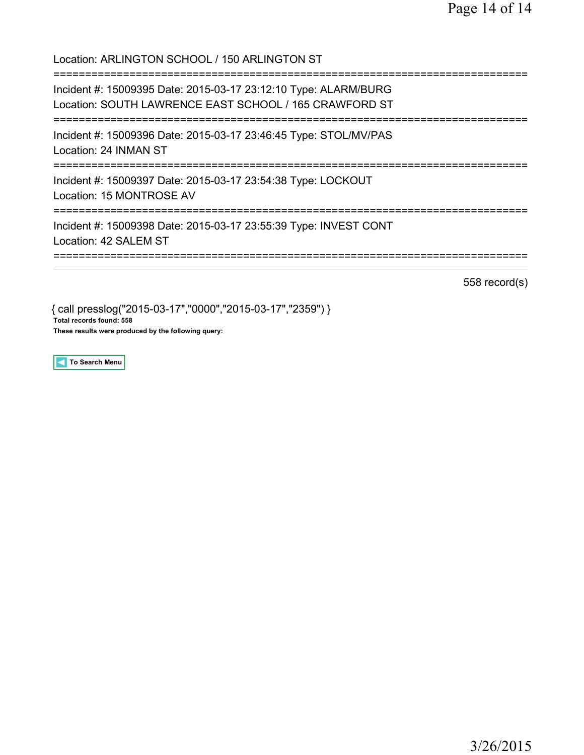Location: ARLINGTON SCHOOL / 150 ARLINGTON ST

===========================================================================

Incident #: 15009395 Date: 2015-03-17 23:12:10 Type: ALARM/BURG

Location: SOUTH LAWRENCE EAST SCHOOL / 165 CRAWFORD ST

===========================================================================

Incident #: 15009396 Date: 2015-03-17 23:46:45 Type: STOL/MV/PAS

Location: 24 INMAN ST

===========================================================================

Incident #: 15009397 Date: 2015-03-17 23:54:38 Type: LOCKOUT

Location: 15 MONTROSE AV

===========================================================================

Incident #: 15009398 Date: 2015-03-17 23:55:39 Type: INVEST CONT

Location: 42 SALEM ST

===========================================================================

558 record(s)

{ call presslog("2015-03-17","0000","2015-03-17","2359") }

**Total records found: 558**

**These results were produced by the following query:**

To Search Menu